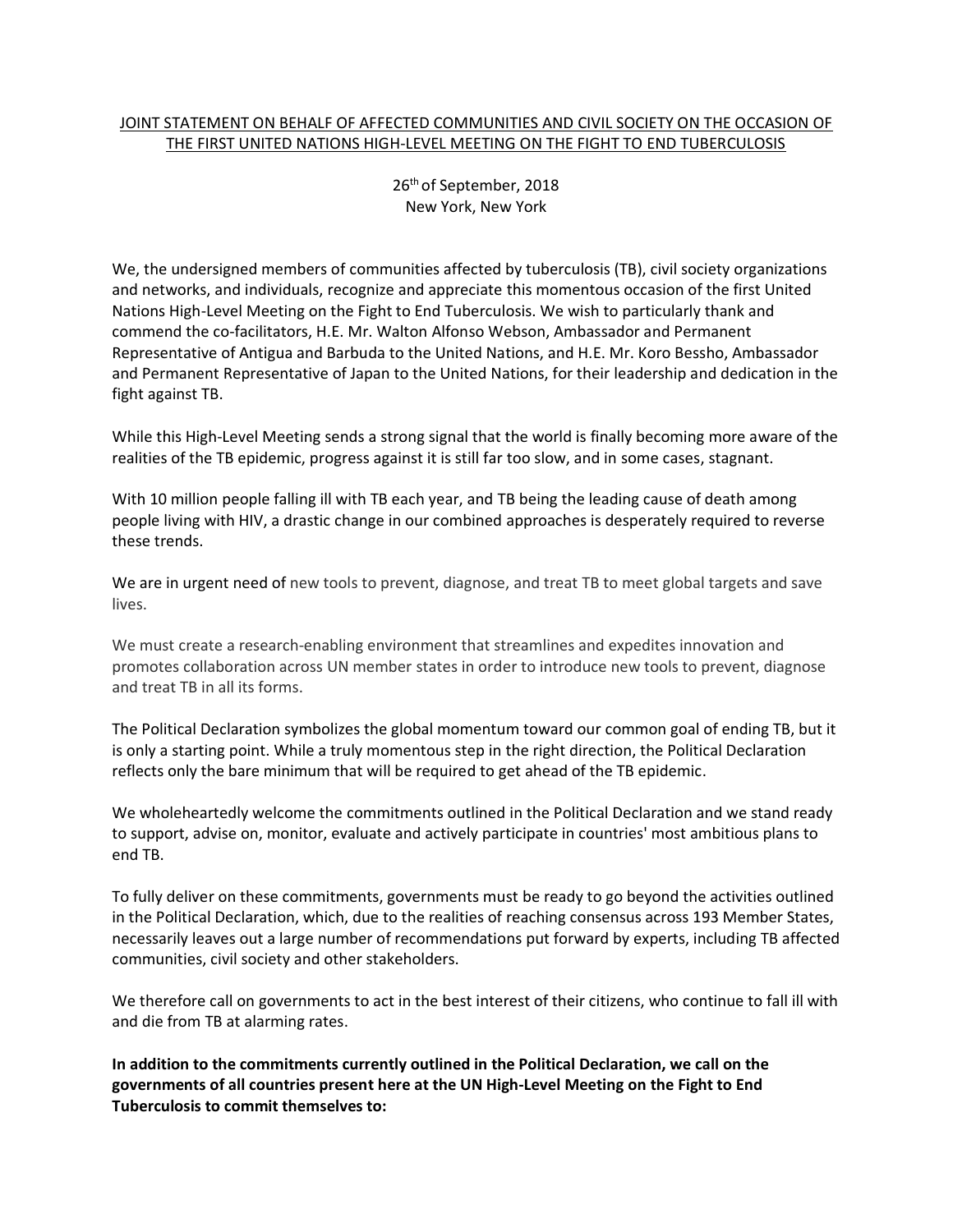# JOINT STATEMENT ON BEHALF OF AFFECTED COMMUNITIES AND CIVIL SOCIETY ON THE OCCASION OF THE FIRST UNITED NATIONS HIGH-LEVEL MEETING ON THE FIGHT TO END TUBERCULOSIS

26th of September, 2018
New York, New York

We, the undersigned members of communities affected by tuberculosis (TB), civil society organizations and networks, and individuals, recognize and appreciate this momentous occasion of the first United Nations High-Level Meeting on the Fight to End Tuberculosis. We wish to particularly thank and commend the co-facilitators, H.E. Mr. Walton Alfonso Webson, Ambassador and Permanent Representative of Antigua and Barbuda to the United Nations, and H.E. Mr. Koro Bessho, Ambassador and Permanent Representative of Japan to the United Nations, for their leadership and dedication in the fight against TB.

While this High-Level Meeting sends a strong signal that the world is finally becoming more aware of the realities of the TB epidemic, progress against it is still far too slow, and in some cases, stagnant.

With 10 million people falling ill with TB each year, and TB being the leading cause of death among people living with HIV, a drastic change in our combined approaches is desperately required to reverse these trends.

We are in urgent need of new tools to prevent, diagnose, and treat TB to meet global targets and save lives.

We must create a research-enabling environment that streamlines and expedites innovation and promotes collaboration across UN member states in order to introduce new tools to prevent, diagnose and treat TB in all its forms.

The Political Declaration symbolizes the global momentum toward our common goal of ending TB, but it is only a starting point. While a truly momentous step in the right direction, the Political Declaration reflects only the bare minimum that will be required to get ahead of the TB epidemic.

We wholeheartedly welcome the commitments outlined in the Political Declaration and we stand ready to support, advise on, monitor, evaluate and actively participate in countries' most ambitious plans to end TB.

To fully deliver on these commitments, governments must be ready to go beyond the activities outlined in the Political Declaration, which, due to the realities of reaching consensus across 193 Member States, necessarily leaves out a large number of recommendations put forward by experts, including TB affected communities, civil society and other stakeholders.

We therefore call on governments to act in the best interest of their citizens, who continue to fall ill with and die from TB at alarming rates.

**In addition to the commitments currently outlined in the Political Declaration, we call on the governments of all countries present here at the UN High-Level Meeting on the Fight to End Tuberculosis to commit themselves to:**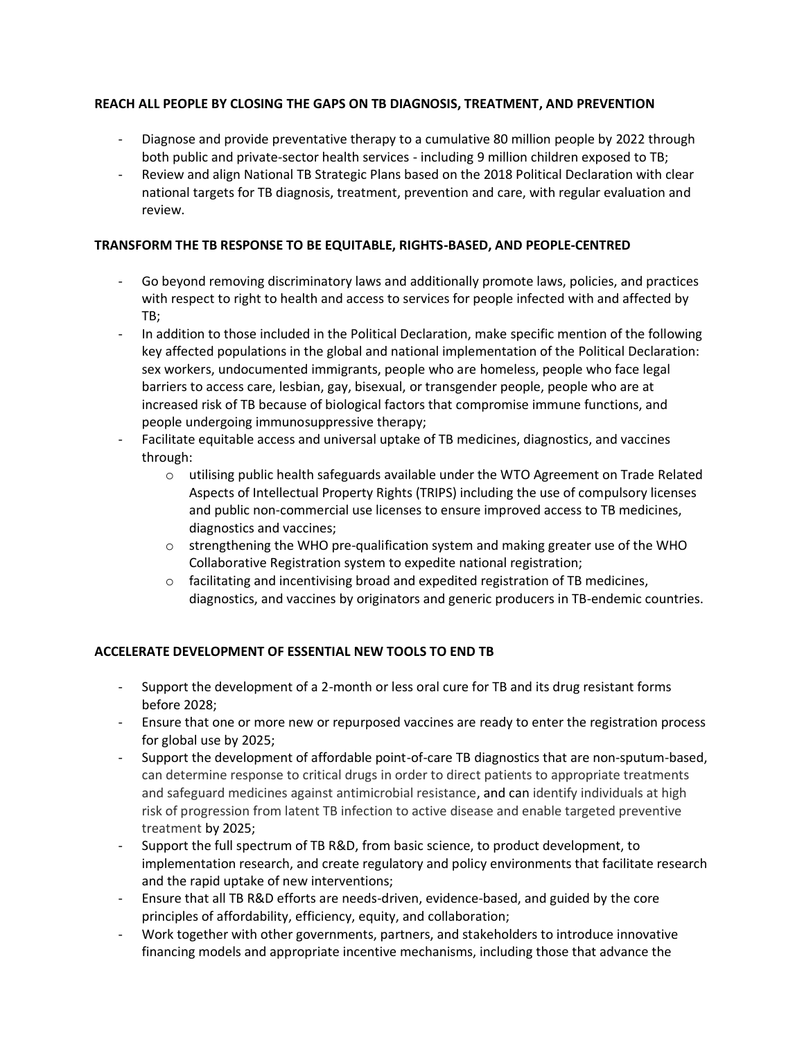**REACH ALL PEOPLE BY CLOSING THE GAPS ON TB DIAGNOSIS, TREATMENT, AND PREVENTION**

- Diagnose and provide preventative therapy to a cumulative 80 million people by 2022 through both public and private-sector health services - including 9 million children exposed to TB;
- Review and align National TB Strategic Plans based on the 2018 Political Declaration with clear national targets for TB diagnosis, treatment, prevention and care, with regular evaluation and review.

**TRANSFORM THE TB RESPONSE TO BE EQUITABLE, RIGHTS-BASED, AND PEOPLE-CENTRED**

- Go beyond removing discriminatory laws and additionally promote laws, policies, and practices with respect to right to health and access to services for people infected with and affected by TB;
- In addition to those included in the Political Declaration, make specific mention of the following key affected populations in the global and national implementation of the Political Declaration: sex workers, undocumented immigrants, people who are homeless, people who face legal barriers to access care, lesbian, gay, bisexual, or transgender people, people who are at increased risk of TB because of biological factors that compromise immune functions, and people undergoing immunosuppressive therapy;
- Facilitate equitable access and universal uptake of TB medicines, diagnostics, and vaccines through:
  - utilising public health safeguards available under the WTO Agreement on Trade Related Aspects of Intellectual Property Rights (TRIPS) including the use of compulsory licenses and public non-commercial use licenses to ensure improved access to TB medicines, diagnostics and vaccines;
  - strengthening the WHO pre-qualification system and making greater use of the WHO Collaborative Registration system to expedite national registration;
  - facilitating and incentivising broad and expedited registration of TB medicines, diagnostics, and vaccines by originators and generic producers in TB-endemic countries.

**ACCELERATE DEVELOPMENT OF ESSENTIAL NEW TOOLS TO END TB**

- Support the development of a 2-month or less oral cure for TB and its drug resistant forms before 2028;
- Ensure that one or more new or repurposed vaccines are ready to enter the registration process for global use by 2025;
- Support the development of affordable point-of-care TB diagnostics that are non-sputum-based, can determine response to critical drugs in order to direct patients to appropriate treatments and safeguard medicines against antimicrobial resistance, and can identify individuals at high risk of progression from latent TB infection to active disease and enable targeted preventive treatment by 2025;
- Support the full spectrum of TB R&D, from basic science, to product development, to implementation research, and create regulatory and policy environments that facilitate research and the rapid uptake of new interventions;
- Ensure that all TB R&D efforts are needs-driven, evidence-based, and guided by the core principles of affordability, efficiency, equity, and collaboration;
- Work together with other governments, partners, and stakeholders to introduce innovative financing models and appropriate incentive mechanisms, including those that advance the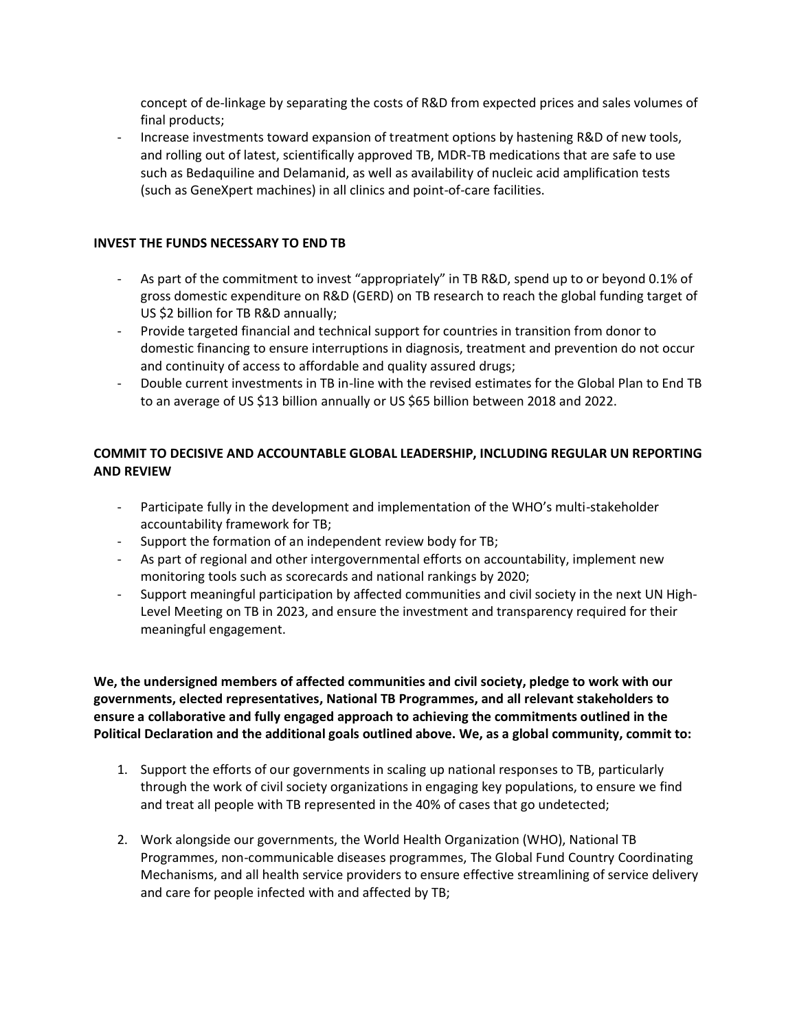concept of de-linkage by separating the costs of R&D from expected prices and sales volumes of final products;

- Increase investments toward expansion of treatment options by hastening R&D of new tools, and rolling out of latest, scientifically approved TB, MDR-TB medications that are safe to use such as Bedaquiline and Delamanid, as well as availability of nucleic acid amplification tests (such as GeneXpert machines) in all clinics and point-of-care facilities.

**INVEST THE FUNDS NECESSARY TO END TB**

- As part of the commitment to invest "appropriately" in TB R&D, spend up to or beyond 0.1% of gross domestic expenditure on R&D (GERD) on TB research to reach the global funding target of US $2 billion for TB R&D annually;
- Provide targeted financial and technical support for countries in transition from donor to domestic financing to ensure interruptions in diagnosis, treatment and prevention do not occur and continuity of access to affordable and quality assured drugs;
- Double current investments in TB in-line with the revised estimates for the Global Plan to End TB to an average of US $13 billion annually or US $65 billion between 2018 and 2022.

**COMMIT TO DECISIVE AND ACCOUNTABLE GLOBAL LEADERSHIP, INCLUDING REGULAR UN REPORTING AND REVIEW**

- Participate fully in the development and implementation of the WHO's multi-stakeholder accountability framework for TB;
- Support the formation of an independent review body for TB;
- As part of regional and other intergovernmental efforts on accountability, implement new monitoring tools such as scorecards and national rankings by 2020;
- Support meaningful participation by affected communities and civil society in the next UN High-Level Meeting on TB in 2023, and ensure the investment and transparency required for their meaningful engagement.

**We, the undersigned members of affected communities and civil society, pledge to work with our governments, elected representatives, National TB Programmes, and all relevant stakeholders to ensure a collaborative and fully engaged approach to achieving the commitments outlined in the Political Declaration and the additional goals outlined above. We, as a global community, commit to:**

1. Support the efforts of our governments in scaling up national responses to TB, particularly through the work of civil society organizations in engaging key populations, to ensure we find and treat all people with TB represented in the 40% of cases that go undetected;

2. Work alongside our governments, the World Health Organization (WHO), National TB Programmes, non-communicable diseases programmes, The Global Fund Country Coordinating Mechanisms, and all health service providers to ensure effective streamlining of service delivery and care for people infected with and affected by TB;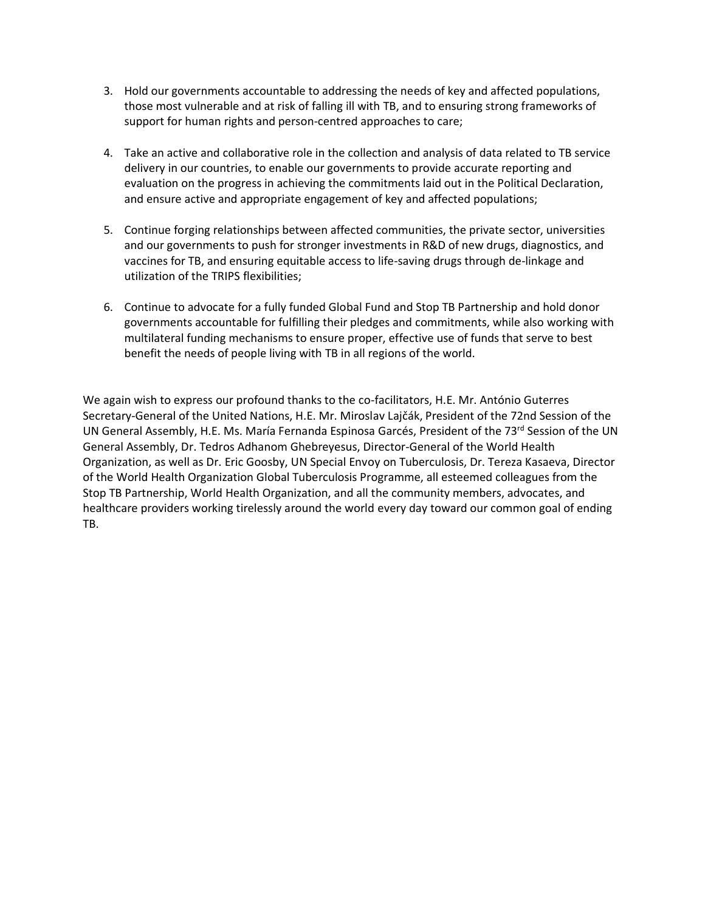3. Hold our governments accountable to addressing the needs of key and affected populations, those most vulnerable and at risk of falling ill with TB, and to ensuring strong frameworks of support for human rights and person-centred approaches to care;

4. Take an active and collaborative role in the collection and analysis of data related to TB service delivery in our countries, to enable our governments to provide accurate reporting and evaluation on the progress in achieving the commitments laid out in the Political Declaration, and ensure active and appropriate engagement of key and affected populations;

5. Continue forging relationships between affected communities, the private sector, universities and our governments to push for stronger investments in R&D of new drugs, diagnostics, and vaccines for TB, and ensuring equitable access to life-saving drugs through de-linkage and utilization of the TRIPS flexibilities;

6. Continue to advocate for a fully funded Global Fund and Stop TB Partnership and hold donor governments accountable for fulfilling their pledges and commitments, while also working with multilateral funding mechanisms to ensure proper, effective use of funds that serve to best benefit the needs of people living with TB in all regions of the world.

We again wish to express our profound thanks to the co-facilitators, H.E. Mr. António Guterres Secretary-General of the United Nations, H.E. Mr. Miroslav Lajčák, President of the 72nd Session of the UN General Assembly, H.E. Ms. María Fernanda Espinosa Garcés, President of the 73rd Session of the UN General Assembly, Dr. Tedros Adhanom Ghebreyesus, Director-General of the World Health Organization, as well as Dr. Eric Goosby, UN Special Envoy on Tuberculosis, Dr. Tereza Kasaeva, Director of the World Health Organization Global Tuberculosis Programme, all esteemed colleagues from the Stop TB Partnership, World Health Organization, and all the community members, advocates, and healthcare providers working tirelessly around the world every day toward our common goal of ending TB.